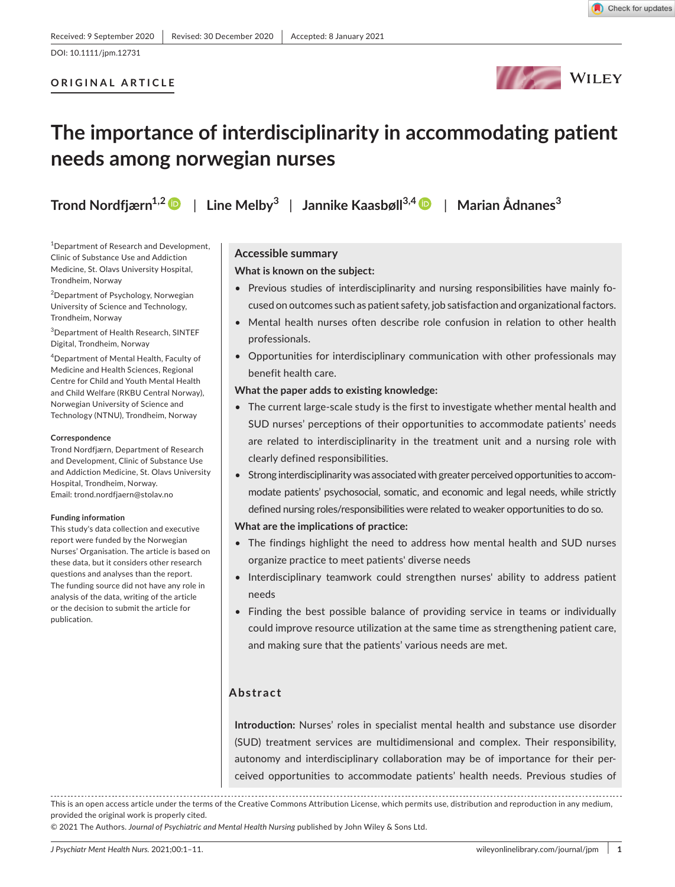Received: 9 September 2020 | Revised: 30 December 2020 | Accepted: 8 January 2021

DOI: 10.1111/jpm.12731

**ORIGINAL ARTICLE**

# The importance of interdisciplinarity in accommodating patient needs among norwegian nurses

**Trond Nordfjærn[1,2] | Line Melby[3] | Jannike Kaasbøll[3,4] | Marian Ådnanes[3]**

[1]Department of Research and Development, Clinic of Substance Use and Addiction Medicine, St. Olavs University Hospital, Trondheim, Norway

[2]Department of Psychology, Norwegian University of Science and Technology, Trondheim, Norway

[3]Department of Health Research, SINTEF Digital, Trondheim, Norway

[4]Department of Mental Health, Faculty of Medicine and Health Sciences, Regional Centre for Child and Youth Mental Health and Child Welfare (RKBU Central Norway), Norwegian University of Science and Technology (NTNU), Trondheim, Norway

**Correspondence**
Trond Nordfjærn, Department of Research and Development, Clinic of Substance Use and Addiction Medicine, St. Olavs University Hospital, Trondheim, Norway.
Email: trond.nordfjaern@stolav.no

**Funding information**
This study's data collection and executive report were funded by the Norwegian Nurses' Organisation. The article is based on these data, but it considers other research questions and analyses than the report. The funding source did not have any role in analysis of the data, writing of the article or the decision to submit the article for publication.

## Accessible summary

**What is known on the subject:**

- Previous studies of interdisciplinarity and nursing responsibilities have mainly focused on outcomes such as patient safety, job satisfaction and organizational factors.
- Mental health nurses often describe role confusion in relation to other health professionals.
- Opportunities for interdisciplinary communication with other professionals may benefit health care.

**What the paper adds to existing knowledge:**

- The current large-scale study is the first to investigate whether mental health and SUD nurses' perceptions of their opportunities to accommodate patients' needs are related to interdisciplinarity in the treatment unit and a nursing role with clearly defined responsibilities.
- Strong interdisciplinarity was associated with greater perceived opportunities to accommodate patients' psychosocial, somatic, and economic and legal needs, while strictly defined nursing roles/responsibilities were related to weaker opportunities to do so.

**What are the implications of practice:**

- The findings highlight the need to address how mental health and SUD nurses organize practice to meet patients' diverse needs
- Interdisciplinary teamwork could strengthen nurses' ability to address patient needs
- Finding the best possible balance of providing service in teams or individually could improve resource utilization at the same time as strengthening patient care, and making sure that the patients' various needs are met.

## Abstract

**Introduction:** Nurses' roles in specialist mental health and substance use disorder (SUD) treatment services are multidimensional and complex. Their responsibility, autonomy and interdisciplinary collaboration may be of importance for their perceived opportunities to accommodate patients' health needs. Previous studies of

This is an open access article under the terms of the Creative Commons Attribution License, which permits use, distribution and reproduction in any medium, provided the original work is properly cited.
© 2021 The Authors. *Journal of Psychiatric and Mental Health Nursing* published by John Wiley & Sons Ltd.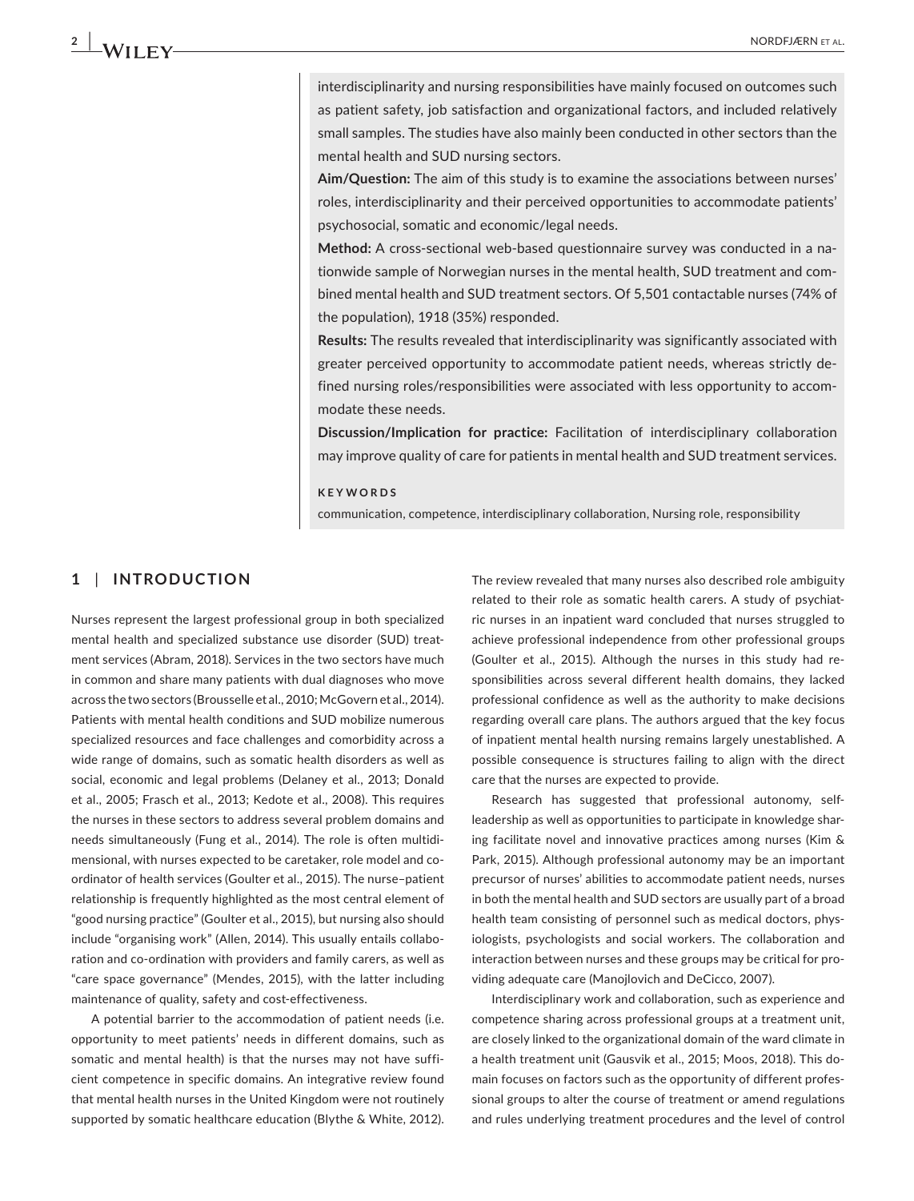interdisciplinarity and nursing responsibilities have mainly focused on outcomes such as patient safety, job satisfaction and organizational factors, and included relatively small samples. The studies have also mainly been conducted in other sectors than the mental health and SUD nursing sectors.

**Aim/Question:** The aim of this study is to examine the associations between nurses' roles, interdisciplinarity and their perceived opportunities to accommodate patients' psychosocial, somatic and economic/legal needs.

**Method:** A cross-sectional web-based questionnaire survey was conducted in a nationwide sample of Norwegian nurses in the mental health, SUD treatment and combined mental health and SUD treatment sectors. Of 5,501 contactable nurses (74% of the population), 1918 (35%) responded.

**Results:** The results revealed that interdisciplinarity was significantly associated with greater perceived opportunity to accommodate patient needs, whereas strictly defined nursing roles/responsibilities were associated with less opportunity to accommodate these needs.

**Discussion/Implication for practice:** Facilitation of interdisciplinary collaboration may improve quality of care for patients in mental health and SUD treatment services.

**KEYWORDS**

communication, competence, interdisciplinary collaboration, Nursing role, responsibility

## 1 | INTRODUCTION

Nurses represent the largest professional group in both specialized mental health and specialized substance use disorder (SUD) treatment services (Abram, 2018). Services in the two sectors have much in common and share many patients with dual diagnoses who move across the two sectors (Brousselle et al., 2010; McGovern et al., 2014). Patients with mental health conditions and SUD mobilize numerous specialized resources and face challenges and comorbidity across a wide range of domains, such as somatic health disorders as well as social, economic and legal problems (Delaney et al., 2013; Donald et al., 2005; Frasch et al., 2013; Kedote et al., 2008). This requires the nurses in these sectors to address several problem domains and needs simultaneously (Fung et al., 2014). The role is often multidimensional, with nurses expected to be caretaker, role model and co-ordinator of health services (Goulter et al., 2015). The nurse–patient relationship is frequently highlighted as the most central element of "good nursing practice" (Goulter et al., 2015), but nursing also should include "organising work" (Allen, 2014). This usually entails collaboration and co-ordination with providers and family carers, as well as "care space governance" (Mendes, 2015), with the latter including maintenance of quality, safety and cost-effectiveness.

A potential barrier to the accommodation of patient needs (i.e. opportunity to meet patients' needs in different domains, such as somatic and mental health) is that the nurses may not have sufficient competence in specific domains. An integrative review found that mental health nurses in the United Kingdom were not routinely supported by somatic healthcare education (Blythe & White, 2012). The review revealed that many nurses also described role ambiguity related to their role as somatic health carers. A study of psychiatric nurses in an inpatient ward concluded that nurses struggled to achieve professional independence from other professional groups (Goulter et al., 2015). Although the nurses in this study had responsibilities across several different health domains, they lacked professional confidence as well as the authority to make decisions regarding overall care plans. The authors argued that the key focus of inpatient mental health nursing remains largely unestablished. A possible consequence is structures failing to align with the direct care that the nurses are expected to provide.

Research has suggested that professional autonomy, self-leadership as well as opportunities to participate in knowledge sharing facilitate novel and innovative practices among nurses (Kim & Park, 2015). Although professional autonomy may be an important precursor of nurses' abilities to accommodate patient needs, nurses in both the mental health and SUD sectors are usually part of a broad health team consisting of personnel such as medical doctors, physiologists, psychologists and social workers. The collaboration and interaction between nurses and these groups may be critical for providing adequate care (Manojlovich and DeCicco, 2007).

Interdisciplinary work and collaboration, such as experience and competence sharing across professional groups at a treatment unit, are closely linked to the organizational domain of the ward climate in a health treatment unit (Gausvik et al., 2015; Moos, 2018). This domain focuses on factors such as the opportunity of different professional groups to alter the course of treatment or amend regulations and rules underlying treatment procedures and the level of control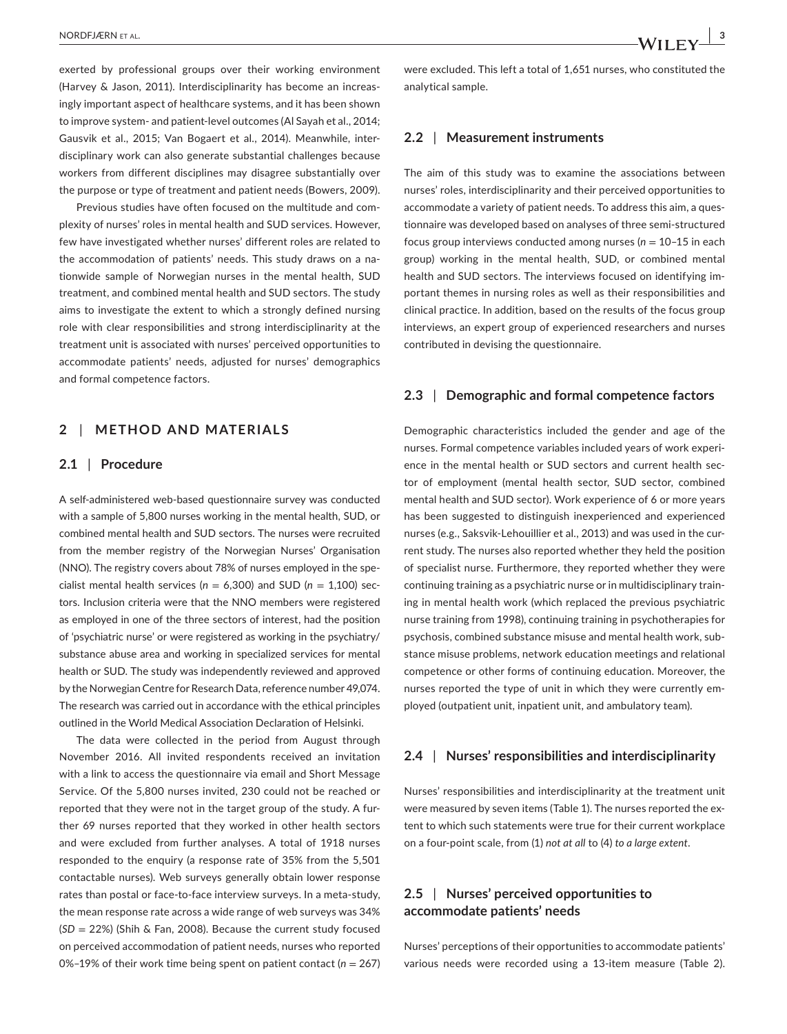exerted by professional groups over their working environment (Harvey & Jason, 2011). Interdisciplinarity has become an increasingly important aspect of healthcare systems, and it has been shown to improve system- and patient-level outcomes (Al Sayah et al., 2014; Gausvik et al., 2015; Van Bogaert et al., 2014). Meanwhile, interdisciplinary work can also generate substantial challenges because workers from different disciplines may disagree substantially over the purpose or type of treatment and patient needs (Bowers, 2009).

Previous studies have often focused on the multitude and complexity of nurses' roles in mental health and SUD services. However, few have investigated whether nurses' different roles are related to the accommodation of patients' needs. This study draws on a nationwide sample of Norwegian nurses in the mental health, SUD treatment, and combined mental health and SUD sectors. The study aims to investigate the extent to which a strongly defined nursing role with clear responsibilities and strong interdisciplinarity at the treatment unit is associated with nurses' perceived opportunities to accommodate patients' needs, adjusted for nurses' demographics and formal competence factors.

## 2 | METHOD AND MATERIALS

### 2.1 | Procedure

A self-administered web-based questionnaire survey was conducted with a sample of 5,800 nurses working in the mental health, SUD, or combined mental health and SUD sectors. The nurses were recruited from the member registry of the Norwegian Nurses' Organisation (NNO). The registry covers about 78% of nurses employed in the specialist mental health services ($n$ = 6,300) and SUD ($n$ = 1,100) sectors. Inclusion criteria were that the NNO members were registered as employed in one of the three sectors of interest, had the position of 'psychiatric nurse' or were registered as working in the psychiatry/substance abuse area and working in specialized services for mental health or SUD. The study was independently reviewed and approved by the Norwegian Centre for Research Data, reference number 49,074. The research was carried out in accordance with the ethical principles outlined in the World Medical Association Declaration of Helsinki.

The data were collected in the period from August through November 2016. All invited respondents received an invitation with a link to access the questionnaire via email and Short Message Service. Of the 5,800 nurses invited, 230 could not be reached or reported that they were not in the target group of the study. A further 69 nurses reported that they worked in other health sectors and were excluded from further analyses. A total of 1918 nurses responded to the enquiry (a response rate of 35% from the 5,501 contactable nurses). Web surveys generally obtain lower response rates than postal or face-to-face interview surveys. In a meta-study, the mean response rate across a wide range of web surveys was 34% ($SD$ = 22%) (Shih & Fan, 2008). Because the current study focused on perceived accommodation of patient needs, nurses who reported 0%–19% of their work time being spent on patient contact ($n$ = 267) were excluded. This left a total of 1,651 nurses, who constituted the analytical sample.

### 2.2 | Measurement instruments

The aim of this study was to examine the associations between nurses' roles, interdisciplinarity and their perceived opportunities to accommodate a variety of patient needs. To address this aim, a questionnaire was developed based on analyses of three semi-structured focus group interviews conducted among nurses ($n$ = 10–15 in each group) working in the mental health, SUD, or combined mental health and SUD sectors. The interviews focused on identifying important themes in nursing roles as well as their responsibilities and clinical practice. In addition, based on the results of the focus group interviews, an expert group of experienced researchers and nurses contributed in devising the questionnaire.

### 2.3 | Demographic and formal competence factors

Demographic characteristics included the gender and age of the nurses. Formal competence variables included years of work experience in the mental health or SUD sectors and current health sector of employment (mental health sector, SUD sector, combined mental health and SUD sector). Work experience of 6 or more years has been suggested to distinguish inexperienced and experienced nurses (e.g., Saksvik-Lehouillier et al., 2013) and was used in the current study. The nurses also reported whether they held the position of specialist nurse. Furthermore, they reported whether they were continuing training as a psychiatric nurse or in multidisciplinary training in mental health work (which replaced the previous psychiatric nurse training from 1998), continuing training in psychotherapies for psychosis, combined substance misuse and mental health work, substance misuse problems, network education meetings and relational competence or other forms of continuing education. Moreover, the nurses reported the type of unit in which they were currently employed (outpatient unit, inpatient unit, and ambulatory team).

### 2.4 | Nurses' responsibilities and interdisciplinarity

Nurses' responsibilities and interdisciplinarity at the treatment unit were measured by seven items (Table 1). The nurses reported the extent to which such statements were true for their current workplace on a four-point scale, from (1) *not at all* to (4) *to a large extent*.

### 2.5 | Nurses' perceived opportunities to accommodate patients' needs

Nurses' perceptions of their opportunities to accommodate patients' various needs were recorded using a 13-item measure (Table 2).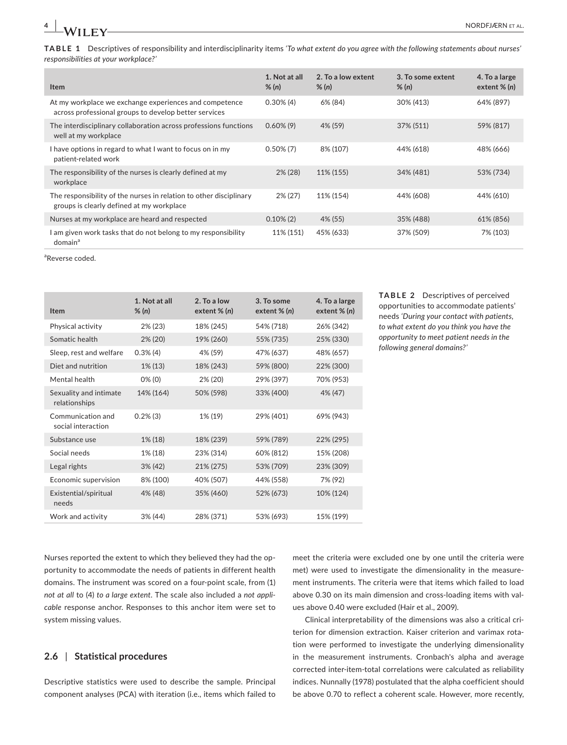**TABLE 1** Descriptives of responsibility and interdisciplinarity items *'To what extent do you agree with the following statements about nurses' responsibilities at your workplace?'*

| Item | 1. Not at all % (*n*) | 2. To a low extent % (*n*) | 3. To some extent % (*n*) | 4. To a large extent % (*n*) |
|---|---|---|---|---|
| At my workplace we exchange experiences and competence across professional groups to develop better services | 0.30% (4) | 6% (84) | 30% (413) | 64% (897) |
| The interdisciplinary collaboration across professions functions well at my workplace | 0.60% (9) | 4% (59) | 37% (511) | 59% (817) |
| I have options in regard to what I want to focus on in my patient-related work | 0.50% (7) | 8% (107) | 44% (618) | 48% (666) |
| The responsibility of the nurses is clearly defined at my workplace | 2% (28) | 11% (155) | 34% (481) | 53% (734) |
| The responsibility of the nurses in relation to other disciplinary groups is clearly defined at my workplace | 2% (27) | 11% (154) | 44% (608) | 44% (610) |
| Nurses at my workplace are heard and respected | 0.10% (2) | 4% (55) | 35% (488) | 61% (856) |
| I am given work tasks that do not belong to my responsibility domain[a] | 11% (151) | 45% (633) | 37% (509) | 7% (103) |

[a]Reverse coded.

**TABLE 2** Descriptives of perceived opportunities to accommodate patients' needs *'During your contact with patients, to what extent do you think you have the opportunity to meet patient needs in the following general domains?'*

| Item | 1. Not at all % (*n*) | 2. To a low extent % (*n*) | 3. To some extent % (*n*) | 4. To a large extent % (*n*) |
|---|---|---|---|---|
| Physical activity | 2% (23) | 18% (245) | 54% (718) | 26% (342) |
| Somatic health | 2% (20) | 19% (260) | 55% (735) | 25% (330) |
| Sleep, rest and welfare | 0.3% (4) | 4% (59) | 47% (637) | 48% (657) |
| Diet and nutrition | 1% (13) | 18% (243) | 59% (800) | 22% (300) |
| Mental health | 0% (0) | 2% (20) | 29% (397) | 70% (953) |
| Sexuality and intimate relationships | 14% (164) | 50% (598) | 33% (400) | 4% (47) |
| Communication and social interaction | 0.2% (3) | 1% (19) | 29% (401) | 69% (943) |
| Substance use | 1% (18) | 18% (239) | 59% (789) | 22% (295) |
| Social needs | 1% (18) | 23% (314) | 60% (812) | 15% (208) |
| Legal rights | 3% (42) | 21% (275) | 53% (709) | 23% (309) |
| Economic supervision | 8% (100) | 40% (507) | 44% (558) | 7% (92) |
| Existential/spiritual needs | 4% (48) | 35% (460) | 52% (673) | 10% (124) |
| Work and activity | 3% (44) | 28% (371) | 53% (693) | 15% (199) |

Nurses reported the extent to which they believed they had the opportunity to accommodate the needs of patients in different health domains. The instrument was scored on a four-point scale, from (1) *not at all* to (4) *to a large extent*. The scale also included a *not applicable* response anchor. Responses to this anchor item were set to system missing values.

## 2.6 | Statistical procedures

Descriptive statistics were used to describe the sample. Principal component analyses (PCA) with iteration (i.e., items which failed to meet the criteria were excluded one by one until the criteria were met) were used to investigate the dimensionality in the measurement instruments. The criteria were that items which failed to load above 0.30 on its main dimension and cross-loading items with values above 0.40 were excluded (Hair et al., 2009).

Clinical interpretability of the dimensions was also a critical criterion for dimension extraction. Kaiser criterion and varimax rotation were performed to investigate the underlying dimensionality in the measurement instruments. Cronbach's alpha and average corrected inter-item-total correlations were calculated as reliability indices. Nunnally (1978) postulated that the alpha coefficient should be above 0.70 to reflect a coherent scale. However, more recently,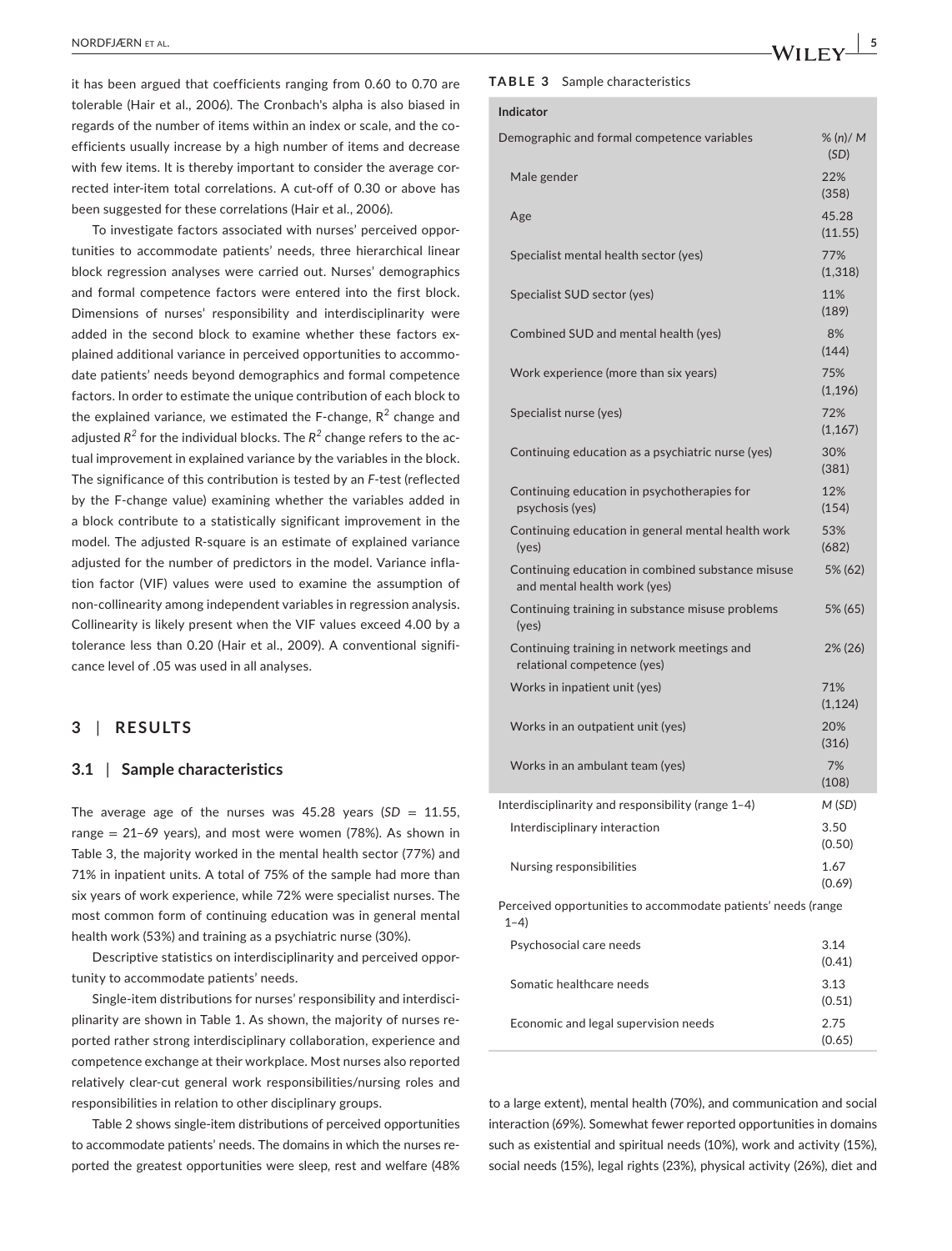it has been argued that coefficients ranging from 0.60 to 0.70 are tolerable (Hair et al., 2006). The Cronbach's alpha is also biased in regards of the number of items within an index or scale, and the coefficients usually increase by a high number of items and decrease with few items. It is thereby important to consider the average corrected inter-item total correlations. A cut-off of 0.30 or above has been suggested for these correlations (Hair et al., 2006).

To investigate factors associated with nurses' perceived opportunities to accommodate patients' needs, three hierarchical linear block regression analyses were carried out. Nurses' demographics and formal competence factors were entered into the first block. Dimensions of nurses' responsibility and interdisciplinarity were added in the second block to examine whether these factors explained additional variance in perceived opportunities to accommodate patients' needs beyond demographics and formal competence factors. In order to estimate the unique contribution of each block to the explained variance, we estimated the F-change, $R^2$ change and adjusted $R^2$ for the individual blocks. The $R^2$ change refers to the actual improvement in explained variance by the variables in the block. The significance of this contribution is tested by an *F*-test (reflected by the F-change value) examining whether the variables added in a block contribute to a statistically significant improvement in the model. The adjusted R-square is an estimate of explained variance adjusted for the number of predictors in the model. Variance inflation factor (VIF) values were used to examine the assumption of non-collinearity among independent variables in regression analysis. Collinearity is likely present when the VIF values exceed 4.00 by a tolerance less than 0.20 (Hair et al., 2009). A conventional significance level of .05 was used in all analyses.

## 3 | RESULTS

### 3.1 | Sample characteristics

The average age of the nurses was 45.28 years (*SD* = 11.55, range = 21–69 years), and most were women (78%). As shown in Table 3, the majority worked in the mental health sector (77%) and 71% in inpatient units. A total of 75% of the sample had more than six years of work experience, while 72% were specialist nurses. The most common form of continuing education was in general mental health work (53%) and training as a psychiatric nurse (30%).

Descriptive statistics on interdisciplinarity and perceived opportunity to accommodate patients' needs.

Single-item distributions for nurses' responsibility and interdisciplinarity are shown in Table 1. As shown, the majority of nurses reported rather strong interdisciplinary collaboration, experience and competence exchange at their workplace. Most nurses also reported relatively clear-cut general work responsibilities/nursing roles and responsibilities in relation to other disciplinary groups.

Table 2 shows single-item distributions of perceived opportunities to accommodate patients' needs. The domains in which the nurses reported the greatest opportunities were sleep, rest and welfare (48% to a large extent), mental health (70%), and communication and social interaction (69%). Somewhat fewer reported opportunities in domains such as existential and spiritual needs (10%), work and activity (15%), social needs (15%), legal rights (23%), physical activity (26%), diet and

**TABLE 3** Sample characteristics

| Indicator | |
|---|---|
| Demographic and formal competence variables | % (*n*)/ *M* (*SD*) |
| Male gender | 22% (358) |
| Age | 45.28 (11.55) |
| Specialist mental health sector (yes) | 77% (1,318) |
| Specialist SUD sector (yes) | 11% (189) |
| Combined SUD and mental health (yes) | 8% (144) |
| Work experience (more than six years) | 75% (1,196) |
| Specialist nurse (yes) | 72% (1,167) |
| Continuing education as a psychiatric nurse (yes) | 30% (381) |
| Continuing education in psychotherapies for psychosis (yes) | 12% (154) |
| Continuing education in general mental health work (yes) | 53% (682) |
| Continuing education in combined substance misuse and mental health work (yes) | 5% (62) |
| Continuing training in substance misuse problems (yes) | 5% (65) |
| Continuing training in network meetings and relational competence (yes) | 2% (26) |
| Works in inpatient unit (yes) | 71% (1,124) |
| Works in an outpatient unit (yes) | 20% (316) |
| Works in an ambulant team (yes) | 7% (108) |
| Interdisciplinarity and responsibility (range 1–4) | *M* (*SD*) |
| Interdisciplinary interaction | 3.50 (0.50) |
| Nursing responsibilities | 1.67 (0.69) |
| Perceived opportunities to accommodate patients' needs (range 1–4) | |
| Psychosocial care needs | 3.14 (0.41) |
| Somatic healthcare needs | 3.13 (0.51) |
| Economic and legal supervision needs | 2.75 (0.65) |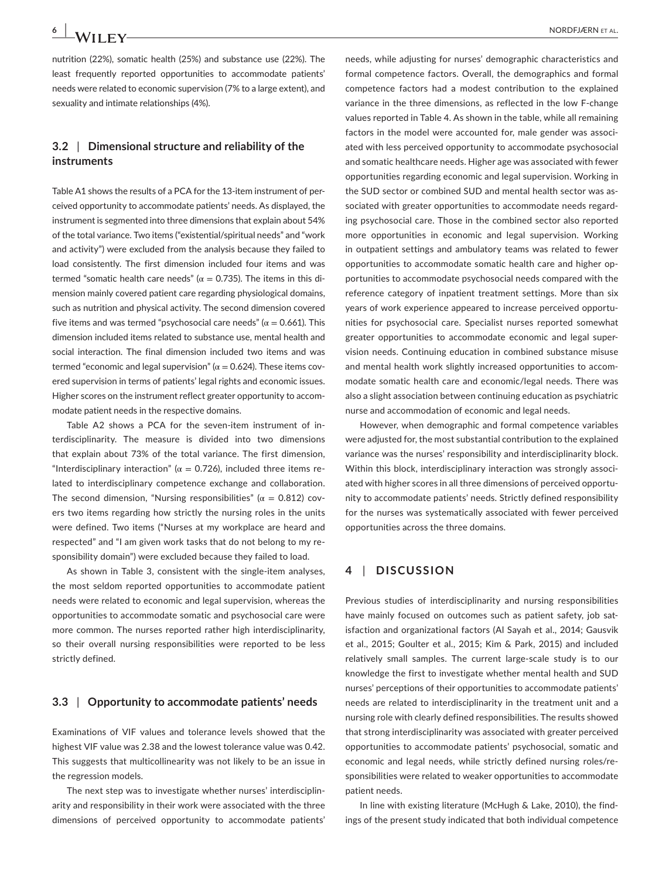nutrition (22%), somatic health (25%) and substance use (22%). The least frequently reported opportunities to accommodate patients' needs were related to economic supervision (7% to a large extent), and sexuality and intimate relationships (4%).

### 3.2 | Dimensional structure and reliability of the instruments

Table A1 shows the results of a PCA for the 13-item instrument of perceived opportunity to accommodate patients' needs. As displayed, the instrument is segmented into three dimensions that explain about 54% of the total variance. Two items ("existential/spiritual needs" and "work and activity") were excluded from the analysis because they failed to load consistently. The first dimension included four items and was termed "somatic health care needs" ($\alpha = 0.735$). The items in this dimension mainly covered patient care regarding physiological domains, such as nutrition and physical activity. The second dimension covered five items and was termed "psychosocial care needs" ($\alpha = 0.661$). This dimension included items related to substance use, mental health and social interaction. The final dimension included two items and was termed "economic and legal supervision" ($\alpha = 0.624$). These items covered supervision in terms of patients' legal rights and economic issues. Higher scores on the instrument reflect greater opportunity to accommodate patient needs in the respective domains.

Table A2 shows a PCA for the seven-item instrument of interdisciplinarity. The measure is divided into two dimensions that explain about 73% of the total variance. The first dimension, "Interdisciplinary interaction" ($\alpha = 0.726$), included three items related to interdisciplinary competence exchange and collaboration. The second dimension, "Nursing responsibilities" ($\alpha = 0.812$) covers two items regarding how strictly the nursing roles in the units were defined. Two items ("Nurses at my workplace are heard and respected" and "I am given work tasks that do not belong to my responsibility domain") were excluded because they failed to load.

As shown in Table 3, consistent with the single-item analyses, the most seldom reported opportunities to accommodate patient needs were related to economic and legal supervision, whereas the opportunities to accommodate somatic and psychosocial care were more common. The nurses reported rather high interdisciplinarity, so their overall nursing responsibilities were reported to be less strictly defined.

### 3.3 | Opportunity to accommodate patients' needs

Examinations of VIF values and tolerance levels showed that the highest VIF value was 2.38 and the lowest tolerance value was 0.42. This suggests that multicollinearity was not likely to be an issue in the regression models.

The next step was to investigate whether nurses' interdisciplinarity and responsibility in their work were associated with the three dimensions of perceived opportunity to accommodate patients' needs, while adjusting for nurses' demographic characteristics and formal competence factors. Overall, the demographics and formal competence factors had a modest contribution to the explained variance in the three dimensions, as reflected in the low F-change values reported in Table 4. As shown in the table, while all remaining factors in the model were accounted for, male gender was associated with less perceived opportunity to accommodate psychosocial and somatic healthcare needs. Higher age was associated with fewer opportunities regarding economic and legal supervision. Working in the SUD sector or combined SUD and mental health sector was associated with greater opportunities to accommodate needs regarding psychosocial care. Those in the combined sector also reported more opportunities in economic and legal supervision. Working in outpatient settings and ambulatory teams was related to fewer opportunities to accommodate somatic health care and higher opportunities to accommodate psychosocial needs compared with the reference category of inpatient treatment settings. More than six years of work experience appeared to increase perceived opportunities for psychosocial care. Specialist nurses reported somewhat greater opportunities to accommodate economic and legal supervision needs. Continuing education in combined substance misuse and mental health work slightly increased opportunities to accommodate somatic health care and economic/legal needs. There was also a slight association between continuing education as psychiatric nurse and accommodation of economic and legal needs.

However, when demographic and formal competence variables were adjusted for, the most substantial contribution to the explained variance was the nurses' responsibility and interdisciplinarity block. Within this block, interdisciplinary interaction was strongly associated with higher scores in all three dimensions of perceived opportunity to accommodate patients' needs. Strictly defined responsibility for the nurses was systematically associated with fewer perceived opportunities across the three domains.

## 4 | DISCUSSION

Previous studies of interdisciplinarity and nursing responsibilities have mainly focused on outcomes such as patient safety, job satisfaction and organizational factors (Al Sayah et al., 2014; Gausvik et al., 2015; Goulter et al., 2015; Kim & Park, 2015) and included relatively small samples. The current large-scale study is to our knowledge the first to investigate whether mental health and SUD nurses' perceptions of their opportunities to accommodate patients' needs are related to interdisciplinarity in the treatment unit and a nursing role with clearly defined responsibilities. The results showed that strong interdisciplinarity was associated with greater perceived opportunities to accommodate patients' psychosocial, somatic and economic and legal needs, while strictly defined nursing roles/responsibilities were related to weaker opportunities to accommodate patient needs.

In line with existing literature (McHugh & Lake, 2010), the findings of the present study indicated that both individual competence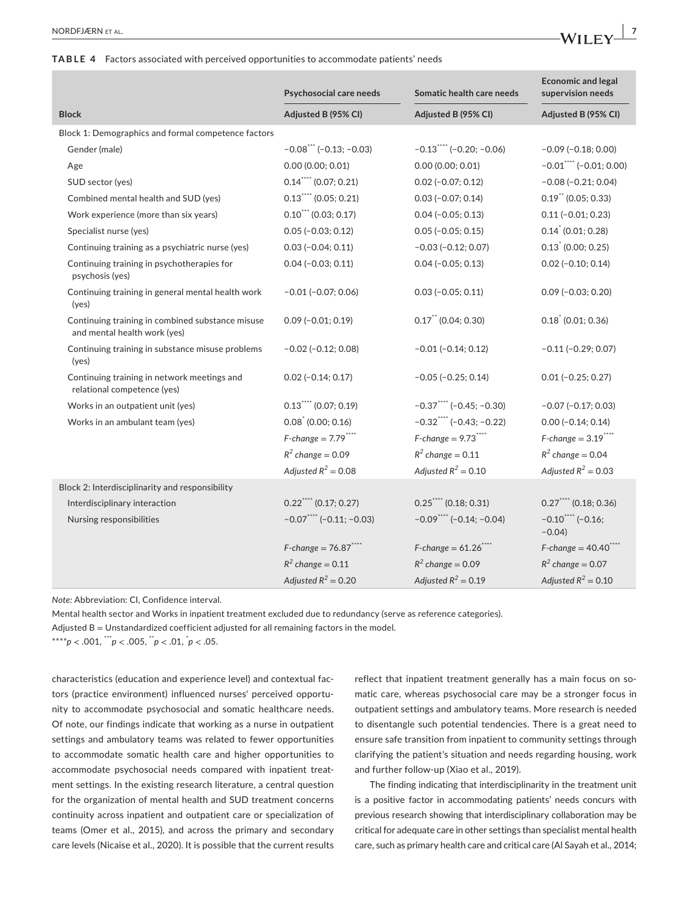**TABLE 4** Factors associated with perceived opportunities to accommodate patients' needs

| Block | Psychosocial care needs Adjusted B (95% CI) | Somatic health care needs Adjusted B (95% CI) | Economic and legal supervision needs Adjusted B (95% CI) |
|---|---|---|---|
| Block 1: Demographics and formal competence factors | | | |
| Gender (male) | −0.08*** (−0.13; −0.03) | −0.13**** (−0.20; −0.06) | −0.09 (−0.18; 0.00) |
| Age | 0.00 (0.00; 0.01) | 0.00 (0.00; 0.01) | −0.01**** (−0.01; 0.00) |
| SUD sector (yes) | 0.14**** (0.07; 0.21) | 0.02 (−0.07; 0.12) | −0.08 (−0.21; 0.04) |
| Combined mental health and SUD (yes) | 0.13**** (0.05; 0.21) | 0.03 (−0.07; 0.14) | 0.19** (0.05; 0.33) |
| Work experience (more than six years) | 0.10*** (0.03; 0.17) | 0.04 (−0.05; 0.13) | 0.11 (−0.01; 0.23) |
| Specialist nurse (yes) | 0.05 (−0.03; 0.12) | 0.05 (−0.05; 0.15) | 0.14* (0.01; 0.28) |
| Continuing training as a psychiatric nurse (yes) | 0.03 (−0.04; 0.11) | −0.03 (−0.12; 0.07) | 0.13* (0.00; 0.25) |
| Continuing training in psychotherapies for psychosis (yes) | 0.04 (−0.03; 0.11) | 0.04 (−0.05; 0.13) | 0.02 (−0.10; 0.14) |
| Continuing training in general mental health work (yes) | −0.01 (−0.07; 0.06) | 0.03 (−0.05; 0.11) | 0.09 (−0.03; 0.20) |
| Continuing training in combined substance misuse and mental health work (yes) | 0.09 (−0.01; 0.19) | 0.17** (0.04; 0.30) | 0.18* (0.01; 0.36) |
| Continuing training in substance misuse problems (yes) | −0.02 (−0.12; 0.08) | −0.01 (−0.14; 0.12) | −0.11 (−0.29; 0.07) |
| Continuing training in network meetings and relational competence (yes) | 0.02 (−0.14; 0.17) | −0.05 (−0.25; 0.14) | 0.01 (−0.25; 0.27) |
| Works in an outpatient unit (yes) | 0.13**** (0.07; 0.19) | −0.37**** (−0.45; −0.30) | −0.07 (−0.17; 0.03) |
| Works in an ambulant team (yes) | 0.08* (0.00; 0.16) | −0.32**** (−0.43; −0.22) | 0.00 (−0.14; 0.14) |
| | *F-change* = 7.79**** | *F-change* = 9.73**** | *F-change* = 3.19**** |
| | $R^2$ *change* = 0.09 | $R^2$ *change* = 0.11 | $R^2$ *change* = 0.04 |
| | *Adjusted* $R^2$ = 0.08 | *Adjusted* $R^2$ = 0.10 | *Adjusted* $R^2$ = 0.03 |
| Block 2: Interdisciplinarity and responsibility | | | |
| Interdisciplinary interaction | 0.22**** (0.17; 0.27) | 0.25**** (0.18; 0.31) | 0.27**** (0.18; 0.36) |
| Nursing responsibilities | −0.07**** (−0.11; −0.03) | −0.09**** (−0.14; −0.04) | −0.10**** (−0.16; −0.04) |
| | *F-change* = 76.87**** | *F-change* = 61.26**** | *F-change* = 40.40**** |
| | $R^2$ *change* = 0.11 | $R^2$ *change* = 0.09 | $R^2$ *change* = 0.07 |
| | *Adjusted* $R^2$ = 0.20 | *Adjusted* $R^2$ = 0.19 | *Adjusted* $R^2$ = 0.10 |

*Note:* Abbreviation: CI, Confidence interval.

Mental health sector and Works in inpatient treatment excluded due to redundancy (serve as reference categories).

Adjusted B = Unstandardized coefficient adjusted for all remaining factors in the model.

****$p < .001$, ***$p < .005$, **$p < .01$, *$p < .05$.

characteristics (education and experience level) and contextual factors (practice environment) influenced nurses' perceived opportunity to accommodate psychosocial and somatic healthcare needs. Of note, our findings indicate that working as a nurse in outpatient settings and ambulatory teams was related to fewer opportunities to accommodate somatic health care and higher opportunities to accommodate psychosocial needs compared with inpatient treatment settings. In the existing research literature, a central question for the organization of mental health and SUD treatment concerns continuity across inpatient and outpatient care or specialization of teams (Omer et al., 2015), and across the primary and secondary care levels (Nicaise et al., 2020). It is possible that the current results reflect that inpatient treatment generally has a main focus on somatic care, whereas psychosocial care may be a stronger focus in outpatient settings and ambulatory teams. More research is needed to disentangle such potential tendencies. There is a great need to ensure safe transition from inpatient to community settings through clarifying the patient's situation and needs regarding housing, work and further follow-up (Xiao et al., 2019).

The finding indicating that interdisciplinarity in the treatment unit is a positive factor in accommodating patients' needs concurs with previous research showing that interdisciplinary collaboration may be critical for adequate care in other settings than specialist mental health care, such as primary health care and critical care (Al Sayah et al., 2014;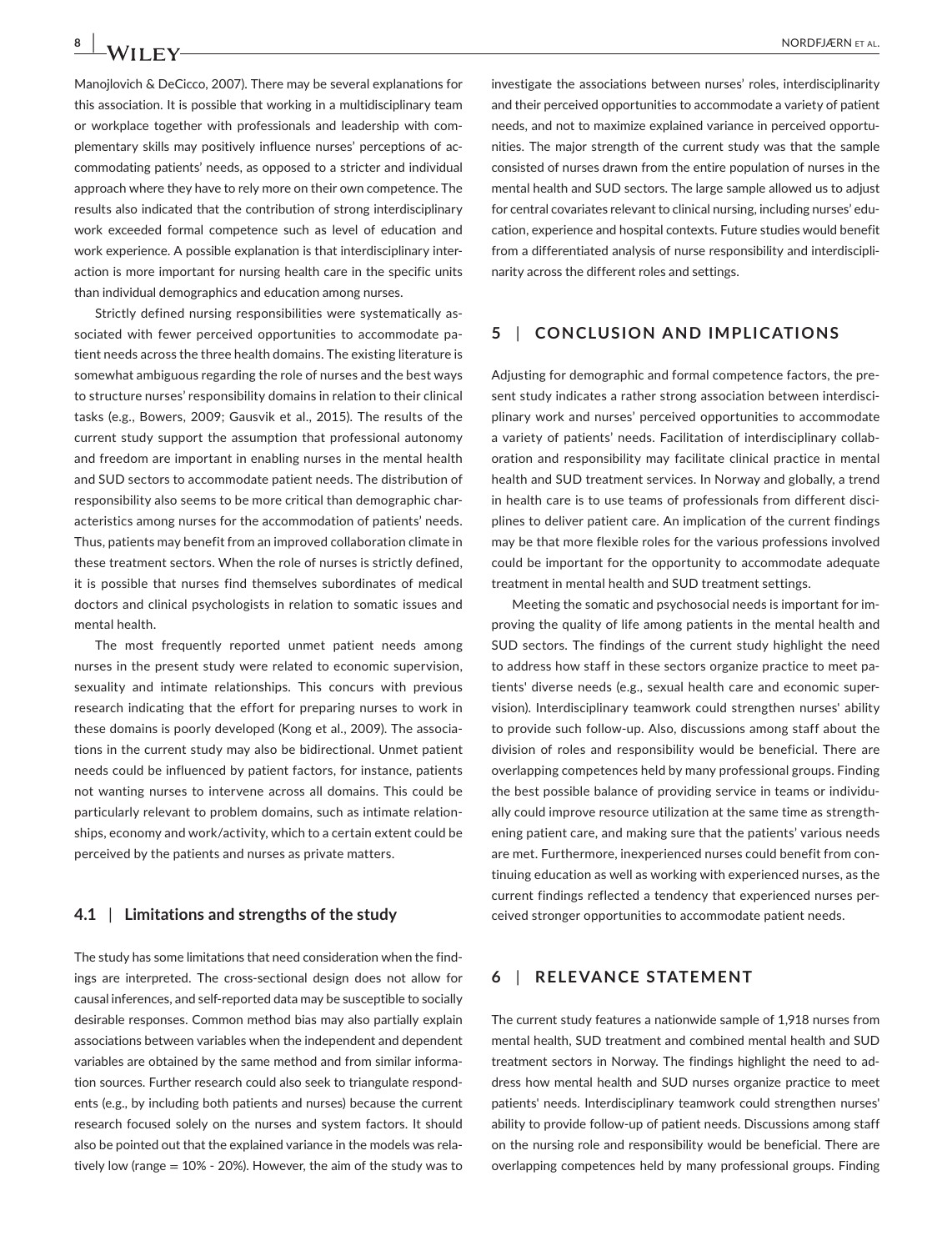Manojlovich & DeCicco, 2007). There may be several explanations for this association. It is possible that working in a multidisciplinary team or workplace together with professionals and leadership with complementary skills may positively influence nurses' perceptions of accommodating patients' needs, as opposed to a stricter and individual approach where they have to rely more on their own competence. The results also indicated that the contribution of strong interdisciplinary work exceeded formal competence such as level of education and work experience. A possible explanation is that interdisciplinary interaction is more important for nursing health care in the specific units than individual demographics and education among nurses.

Strictly defined nursing responsibilities were systematically associated with fewer perceived opportunities to accommodate patient needs across the three health domains. The existing literature is somewhat ambiguous regarding the role of nurses and the best ways to structure nurses' responsibility domains in relation to their clinical tasks (e.g., Bowers, 2009; Gausvik et al., 2015). The results of the current study support the assumption that professional autonomy and freedom are important in enabling nurses in the mental health and SUD sectors to accommodate patient needs. The distribution of responsibility also seems to be more critical than demographic characteristics among nurses for the accommodation of patients' needs. Thus, patients may benefit from an improved collaboration climate in these treatment sectors. When the role of nurses is strictly defined, it is possible that nurses find themselves subordinates of medical doctors and clinical psychologists in relation to somatic issues and mental health.

The most frequently reported unmet patient needs among nurses in the present study were related to economic supervision, sexuality and intimate relationships. This concurs with previous research indicating that the effort for preparing nurses to work in these domains is poorly developed (Kong et al., 2009). The associations in the current study may also be bidirectional. Unmet patient needs could be influenced by patient factors, for instance, patients not wanting nurses to intervene across all domains. This could be particularly relevant to problem domains, such as intimate relationships, economy and work/activity, which to a certain extent could be perceived by the patients and nurses as private matters.

### 4.1 | Limitations and strengths of the study

The study has some limitations that need consideration when the findings are interpreted. The cross-sectional design does not allow for causal inferences, and self-reported data may be susceptible to socially desirable responses. Common method bias may also partially explain associations between variables when the independent and dependent variables are obtained by the same method and from similar information sources. Further research could also seek to triangulate respondents (e.g., by including both patients and nurses) because the current research focused solely on the nurses and system factors. It should also be pointed out that the explained variance in the models was relatively low (range = 10% - 20%). However, the aim of the study was to investigate the associations between nurses' roles, interdisciplinarity and their perceived opportunities to accommodate a variety of patient needs, and not to maximize explained variance in perceived opportunities. The major strength of the current study was that the sample consisted of nurses drawn from the entire population of nurses in the mental health and SUD sectors. The large sample allowed us to adjust for central covariates relevant to clinical nursing, including nurses' education, experience and hospital contexts. Future studies would benefit from a differentiated analysis of nurse responsibility and interdisciplinarity across the different roles and settings.

## 5 | CONCLUSION AND IMPLICATIONS

Adjusting for demographic and formal competence factors, the present study indicates a rather strong association between interdisciplinary work and nurses' perceived opportunities to accommodate a variety of patients' needs. Facilitation of interdisciplinary collaboration and responsibility may facilitate clinical practice in mental health and SUD treatment services. In Norway and globally, a trend in health care is to use teams of professionals from different disciplines to deliver patient care. An implication of the current findings may be that more flexible roles for the various professions involved could be important for the opportunity to accommodate adequate treatment in mental health and SUD treatment settings.

Meeting the somatic and psychosocial needs is important for improving the quality of life among patients in the mental health and SUD sectors. The findings of the current study highlight the need to address how staff in these sectors organize practice to meet patients' diverse needs (e.g., sexual health care and economic supervision). Interdisciplinary teamwork could strengthen nurses' ability to provide such follow-up. Also, discussions among staff about the division of roles and responsibility would be beneficial. There are overlapping competences held by many professional groups. Finding the best possible balance of providing service in teams or individually could improve resource utilization at the same time as strengthening patient care, and making sure that the patients' various needs are met. Furthermore, inexperienced nurses could benefit from continuing education as well as working with experienced nurses, as the current findings reflected a tendency that experienced nurses perceived stronger opportunities to accommodate patient needs.

## 6 | RELEVANCE STATEMENT

The current study features a nationwide sample of 1,918 nurses from mental health, SUD treatment and combined mental health and SUD treatment sectors in Norway. The findings highlight the need to address how mental health and SUD nurses organize practice to meet patients' needs. Interdisciplinary teamwork could strengthen nurses' ability to provide follow-up of patient needs. Discussions among staff on the nursing role and responsibility would be beneficial. There are overlapping competences held by many professional groups. Finding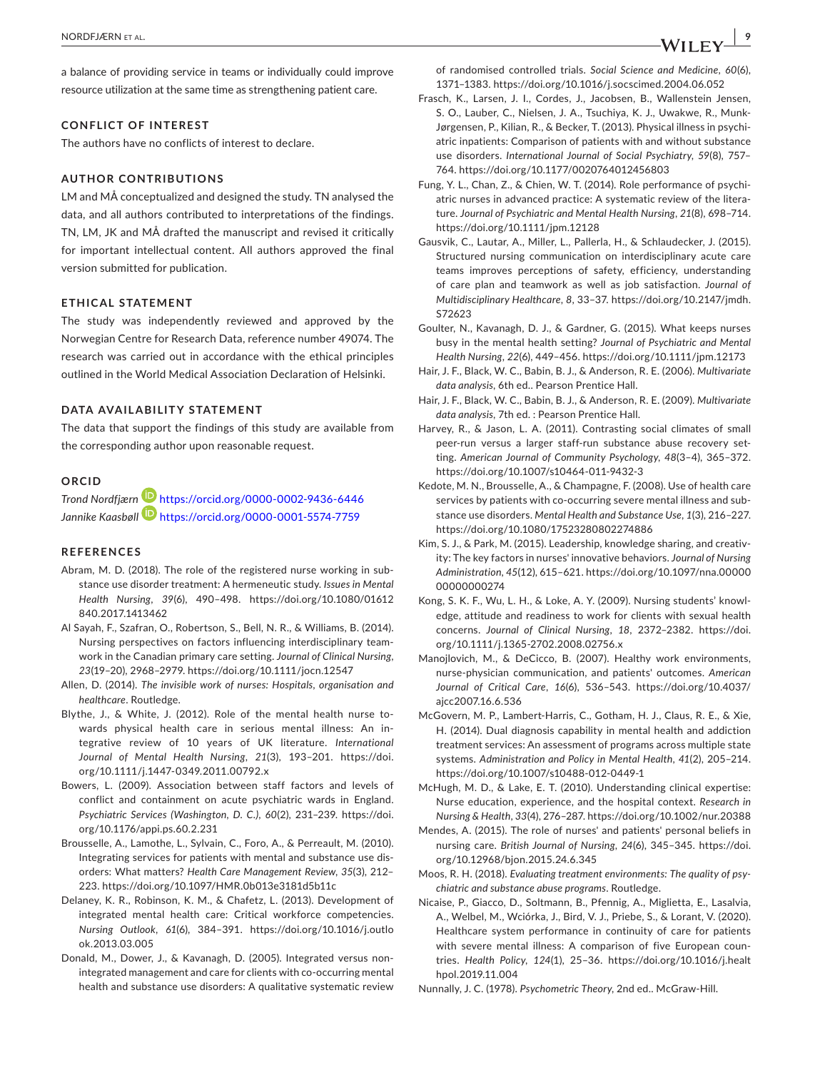a balance of providing service in teams or individually could improve resource utilization at the same time as strengthening patient care.

## CONFLICT OF INTEREST

The authors have no conflicts of interest to declare.

## AUTHOR CONTRIBUTIONS

LM and MÅ conceptualized and designed the study. TN analysed the data, and all authors contributed to interpretations of the findings. TN, LM, JK and MÅ drafted the manuscript and revised it critically for important intellectual content. All authors approved the final version submitted for publication.

## ETHICAL STATEMENT

The study was independently reviewed and approved by the Norwegian Centre for Research Data, reference number 49074. The research was carried out in accordance with the ethical principles outlined in the World Medical Association Declaration of Helsinki.

## DATA AVAILABILITY STATEMENT

The data that support the findings of this study are available from the corresponding author upon reasonable request.

## ORCID

*Trond Nordfjærn* https://orcid.org/0000-0002-9436-6446
*Jannike Kaasbøll* https://orcid.org/0000-0001-5574-7759

## REFERENCES

Abram, M. D. (2018). The role of the registered nurse working in substance use disorder treatment: A hermeneutic study. *Issues in Mental Health Nursing*, *39*(6), 490–498. https://doi.org/10.1080/01612840.2017.1413462

Al Sayah, F., Szafran, O., Robertson, S., Bell, N. R., & Williams, B. (2014). Nursing perspectives on factors influencing interdisciplinary teamwork in the Canadian primary care setting. *Journal of Clinical Nursing*, *23*(19–20), 2968–2979. https://doi.org/10.1111/jocn.12547

Allen, D. (2014). *The invisible work of nurses: Hospitals, organisation and healthcare*. Routledge.

Blythe, J., & White, J. (2012). Role of the mental health nurse towards physical health care in serious mental illness: An integrative review of 10 years of UK literature. *International Journal of Mental Health Nursing*, *21*(3), 193–201. https://doi.org/10.1111/j.1447-0349.2011.00792.x

Bowers, L. (2009). Association between staff factors and levels of conflict and containment on acute psychiatric wards in England. *Psychiatric Services (Washington, D. C.)*, *60*(2), 231–239. https://doi.org/10.1176/appi.ps.60.2.231

Brousselle, A., Lamothe, L., Sylvain, C., Foro, A., & Perreault, M. (2010). Integrating services for patients with mental and substance use disorders: What matters? *Health Care Management Review*, *35*(3), 212–223. https://doi.org/10.1097/HMR.0b013e3181d5b11c

Delaney, K. R., Robinson, K. M., & Chafetz, L. (2013). Development of integrated mental health care: Critical workforce competencies. *Nursing Outlook*, *61*(6), 384–391. https://doi.org/10.1016/j.outlook.2013.03.005

Donald, M., Dower, J., & Kavanagh, D. (2005). Integrated versus non-integrated management and care for clients with co-occurring mental health and substance use disorders: A qualitative systematic review of randomised controlled trials. *Social Science and Medicine*, *60*(6), 1371–1383. https://doi.org/10.1016/j.socscimed.2004.06.052

Frasch, K., Larsen, J. I., Cordes, J., Jacobsen, B., Wallenstein Jensen, S. O., Lauber, C., Nielsen, J. A., Tsuchiya, K. J., Uwakwe, R., Munk-Jørgensen, P., Kilian, R., & Becker, T. (2013). Physical illness in psychiatric inpatients: Comparison of patients with and without substance use disorders. *International Journal of Social Psychiatry*, *59*(8), 757–764. https://doi.org/10.1177/0020764012456803

Fung, Y. L., Chan, Z., & Chien, W. T. (2014). Role performance of psychiatric nurses in advanced practice: A systematic review of the literature. *Journal of Psychiatric and Mental Health Nursing*, *21*(8), 698–714. https://doi.org/10.1111/jpm.12128

Gausvik, C., Lautar, A., Miller, L., Pallerla, H., & Schlaudecker, J. (2015). Structured nursing communication on interdisciplinary acute care teams improves perceptions of safety, efficiency, understanding of care plan and teamwork as well as job satisfaction. *Journal of Multidisciplinary Healthcare*, *8*, 33–37. https://doi.org/10.2147/jmdh.S72623

Goulter, N., Kavanagh, D. J., & Gardner, G. (2015). What keeps nurses busy in the mental health setting? *Journal of Psychiatric and Mental Health Nursing*, *22*(6), 449–456. https://doi.org/10.1111/jpm.12173

Hair, J. F., Black, W. C., Babin, B. J., & Anderson, R. E. (2006). *Multivariate data analysis*, 6th ed.. Pearson Prentice Hall.

Hair, J. F., Black, W. C., Babin, B. J., & Anderson, R. E. (2009). *Multivariate data analysis*, 7th ed. : Pearson Prentice Hall.

Harvey, R., & Jason, L. A. (2011). Contrasting social climates of small peer-run versus a larger staff-run substance abuse recovery setting. *American Journal of Community Psychology*, *48*(3–4), 365–372. https://doi.org/10.1007/s10464-011-9432-3

Kedote, M. N., Brousselle, A., & Champagne, F. (2008). Use of health care services by patients with co-occurring severe mental illness and substance use disorders. *Mental Health and Substance Use*, *1*(3), 216–227. https://doi.org/10.1080/17523280802274886

Kim, S. J., & Park, M. (2015). Leadership, knowledge sharing, and creativity: The key factors in nurses' innovative behaviors. *Journal of Nursing Administration*, *45*(12), 615–621. https://doi.org/10.1097/nna.0000000000000274

Kong, S. K. F., Wu, L. H., & Loke, A. Y. (2009). Nursing students' knowledge, attitude and readiness to work for clients with sexual health concerns. *Journal of Clinical Nursing*, *18*, 2372–2382. https://doi.org/10.1111/j.1365-2702.2008.02756.x

Manojlovich, M., & DeCicco, B. (2007). Healthy work environments, nurse-physician communication, and patients' outcomes. *American Journal of Critical Care*, *16*(6), 536–543. https://doi.org/10.4037/ajcc2007.16.6.536

McGovern, M. P., Lambert-Harris, C., Gotham, H. J., Claus, R. E., & Xie, H. (2014). Dual diagnosis capability in mental health and addiction treatment services: An assessment of programs across multiple state systems. *Administration and Policy in Mental Health*, *41*(2), 205–214. https://doi.org/10.1007/s10488-012-0449-1

McHugh, M. D., & Lake, E. T. (2010). Understanding clinical expertise: Nurse education, experience, and the hospital context. *Research in Nursing & Health*, *33*(4), 276–287. https://doi.org/10.1002/nur.20388

Mendes, A. (2015). The role of nurses' and patients' personal beliefs in nursing care. *British Journal of Nursing*, *24*(6), 345–345. https://doi.org/10.12968/bjon.2015.24.6.345

Moos, R. H. (2018). *Evaluating treatment environments: The quality of psychiatric and substance abuse programs*. Routledge.

Nicaise, P., Giacco, D., Soltmann, B., Pfennig, A., Miglietta, E., Lasalvia, A., Welbel, M., Wciórka, J., Bird, V. J., Priebe, S., & Lorant, V. (2020). Healthcare system performance in continuity of care for patients with severe mental illness: A comparison of five European countries. *Health Policy*, *124*(1), 25–36. https://doi.org/10.1016/j.healthpol.2019.11.004

Nunnally, J. C. (1978). *Psychometric Theory*, 2nd ed.. McGraw-Hill.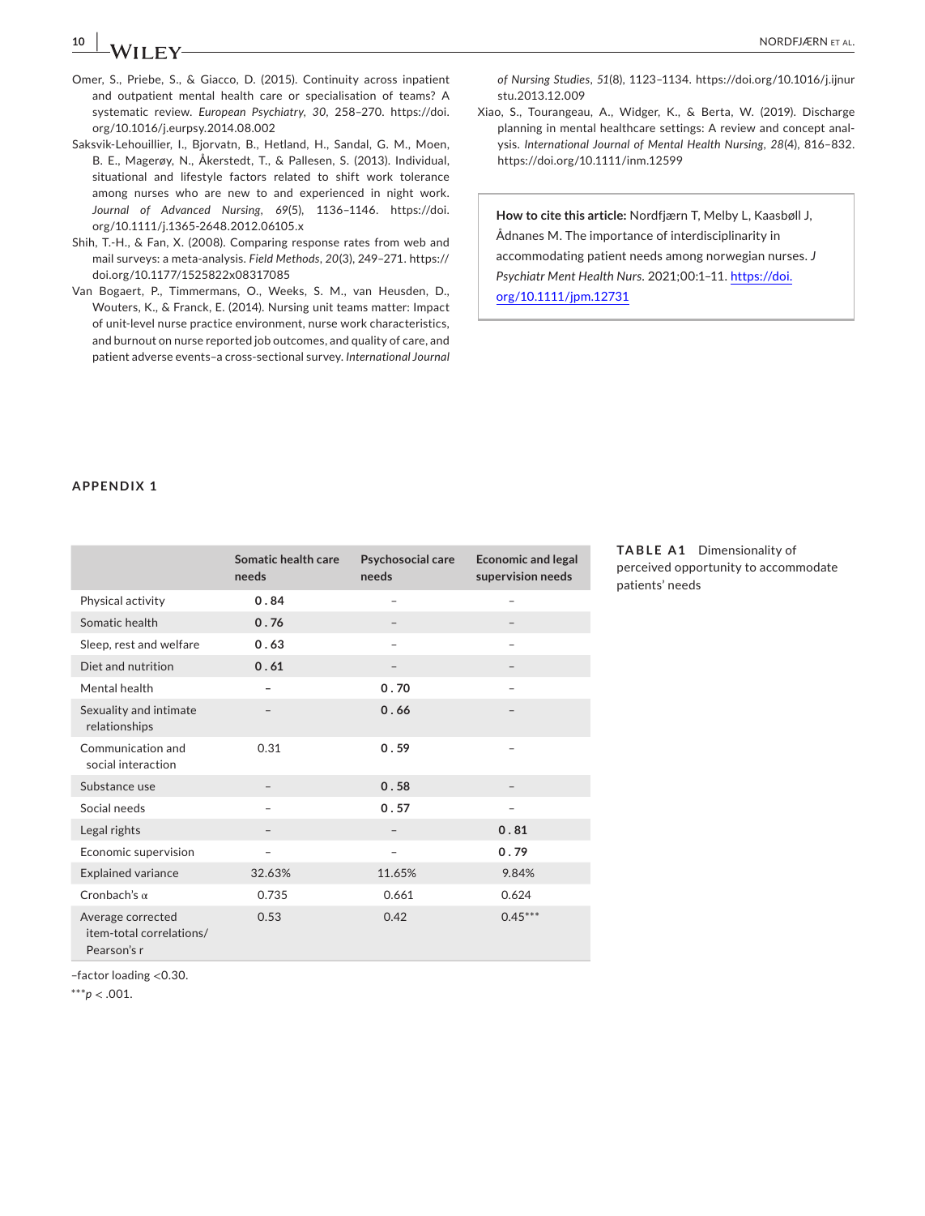Omer, S., Priebe, S., & Giacco, D. (2015). Continuity across inpatient and outpatient mental health care or specialisation of teams? A systematic review. *European Psychiatry*, *30*, 258–270. https://doi.org/10.1016/j.eurpsy.2014.08.002

Saksvik-Lehouillier, I., Bjorvatn, B., Hetland, H., Sandal, G. M., Moen, B. E., Magerøy, N., Åkerstedt, T., & Pallesen, S. (2013). Individual, situational and lifestyle factors related to shift work tolerance among nurses who are new to and experienced in night work. *Journal of Advanced Nursing*, *69*(5), 1136–1146. https://doi.org/10.1111/j.1365-2648.2012.06105.x

Shih, T.-H., & Fan, X. (2008). Comparing response rates from web and mail surveys: a meta-analysis. *Field Methods*, *20*(3), 249–271. https://doi.org/10.1177/1525822x08317085

Van Bogaert, P., Timmermans, O., Weeks, S. M., van Heusden, D., Wouters, K., & Franck, E. (2014). Nursing unit teams matter: Impact of unit-level nurse practice environment, nurse work characteristics, and burnout on nurse reported job outcomes, and quality of care, and patient adverse events–a cross-sectional survey. *International Journal of Nursing Studies*, *51*(8), 1123–1134. https://doi.org/10.1016/j.ijnurstu.2013.12.009

Xiao, S., Tourangeau, A., Widger, K., & Berta, W. (2019). Discharge planning in mental healthcare settings: A review and concept analysis. *International Journal of Mental Health Nursing*, *28*(4), 816–832. https://doi.org/10.1111/inm.12599

**How to cite this article:** Nordfjærn T, Melby L, Kaasbøll J, Ådnanes M. The importance of interdisciplinarity in accommodating patient needs among norwegian nurses. *J Psychiatr Ment Health Nurs*. 2021;00:1–11. https://doi.org/10.1111/jpm.12731

## APPENDIX 1

**TABLE A1** Dimensionality of perceived opportunity to accommodate patients' needs

| | Somatic health care needs | Psychosocial care needs | Economic and legal supervision needs |
|---|---|---|---|
| Physical activity | **0.84** | – | – |
| Somatic health | **0.76** | – | – |
| Sleep, rest and welfare | **0.63** | – | – |
| Diet and nutrition | **0.61** | – | – |
| Mental health | – | **0.70** | – |
| Sexuality and intimate relationships | – | **0.66** | – |
| Communication and social interaction | 0.31 | **0.59** | – |
| Substance use | – | **0.58** | – |
| Social needs | – | **0.57** | – |
| Legal rights | – | – | **0.81** |
| Economic supervision | – | – | **0.79** |
| Explained variance | 32.63% | 11.65% | 9.84% |
| Cronbach's α | 0.735 | 0.661 | 0.624 |
| Average corrected item-total correlations/ Pearson's r | 0.53 | 0.42 | 0.45*** |

–factor loading <0.30.

***$p < .001$.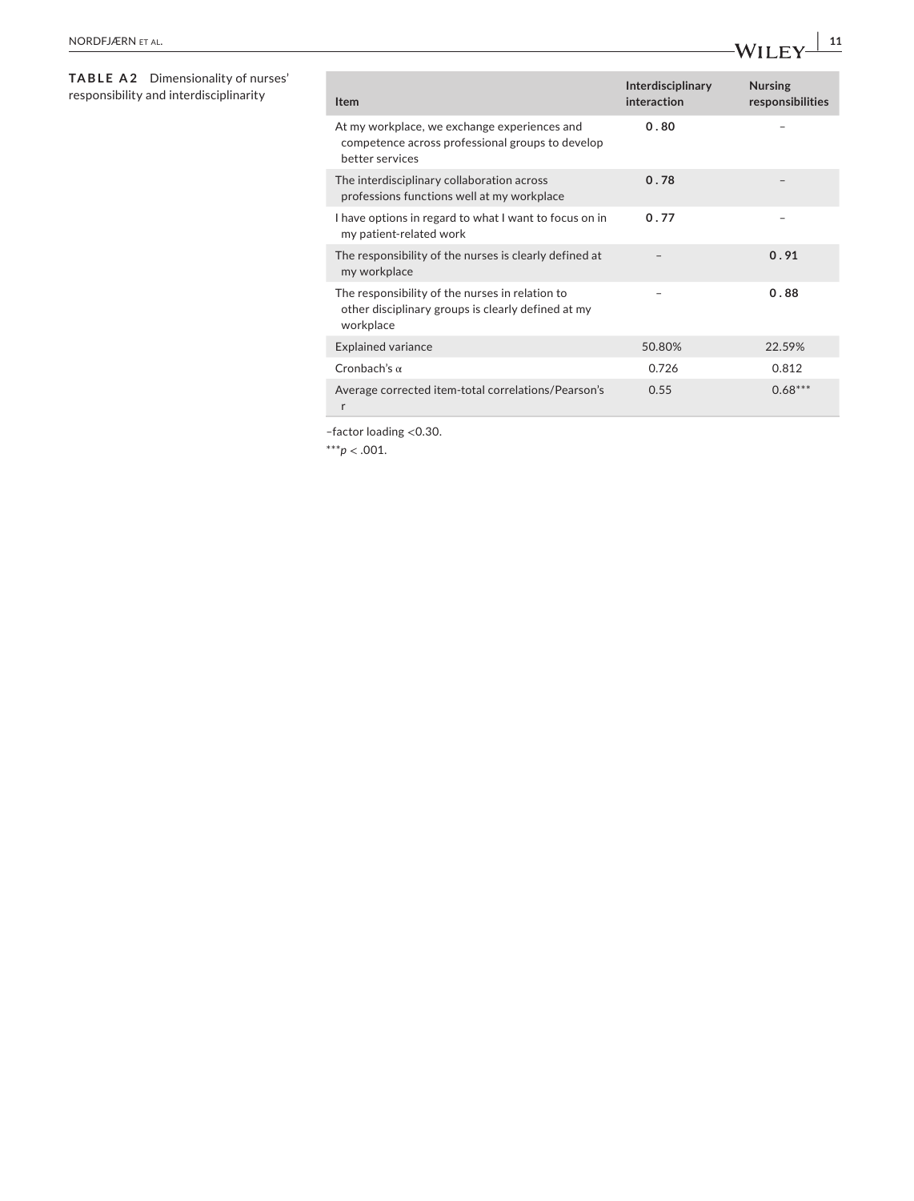**TABLE A2** Dimensionality of nurses' responsibility and interdisciplinarity

| Item | Interdisciplinary interaction | Nursing responsibilities |
| --- | --- | --- |
| At my workplace, we exchange experiences and competence across professional groups to develop better services | **0.80** | – |
| The interdisciplinary collaboration across professions functions well at my workplace | **0.78** | – |
| I have options in regard to what I want to focus on in my patient-related work | **0.77** | – |
| The responsibility of the nurses is clearly defined at my workplace | – | **0.91** |
| The responsibility of the nurses in relation to other disciplinary groups is clearly defined at my workplace | – | **0.88** |
| Explained variance | 50.80% | 22.59% |
| Cronbach's α | 0.726 | 0.812 |
| Average corrected item-total correlations/Pearson's r | 0.55 | 0.68*** |

–factor loading <0.30.

***$p < .001$.